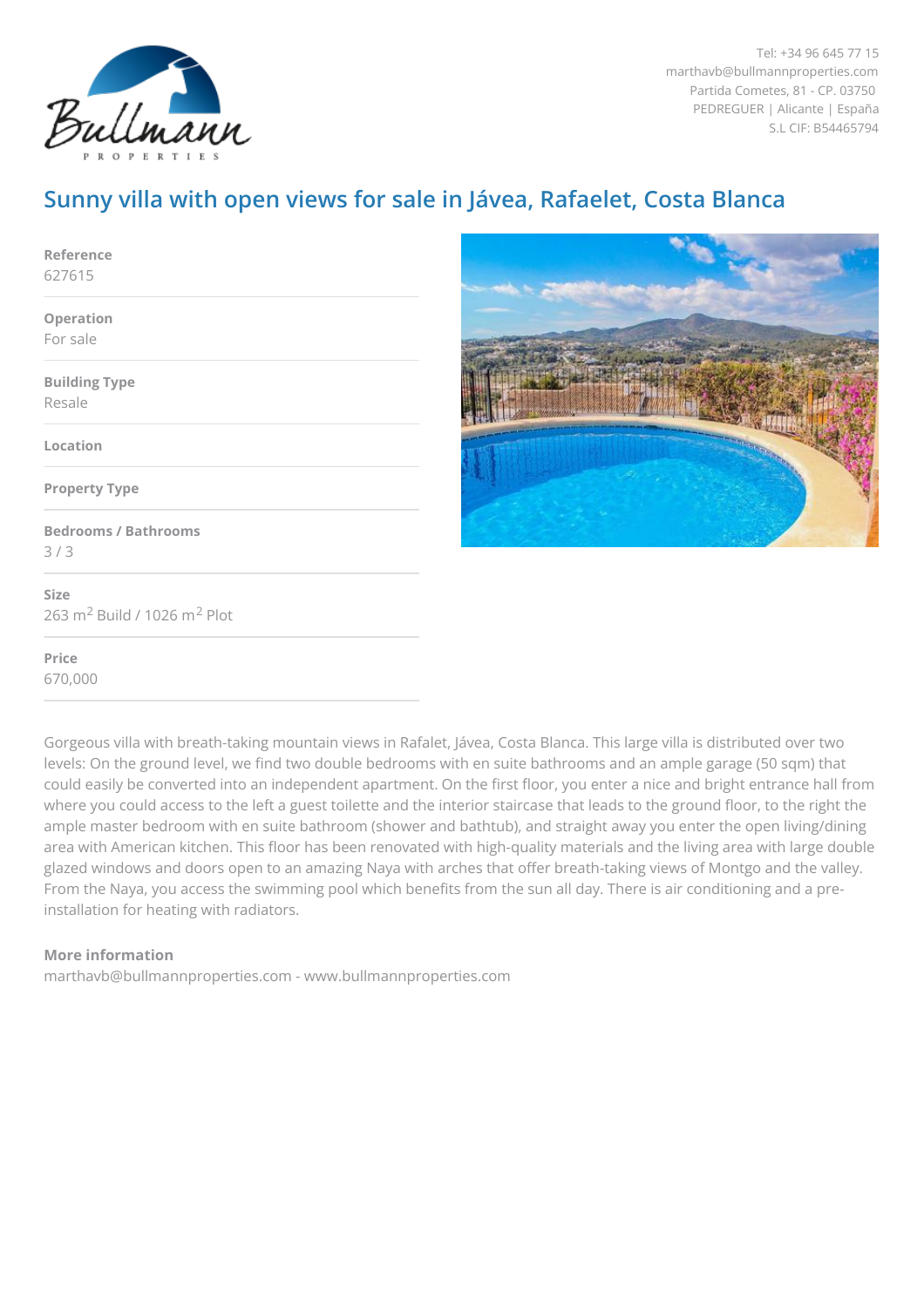Tel: +34 96 645 77 15
marthavb@bullmannproperties.com
Partida Cometes, 81 - CP. 03750
PEDREGUER | Alicante | España
S.L CIF: B54465794

# Sunny villa with open views for sale in Jávea, Rafaelet, Costa Blanca

**Reference**
627615

**Operation**
For sale

**Building Type**
Resale

**Location**

**Property Type**

**Bedrooms / Bathrooms**
3 / 3

**Size**
263 m$^2$ Build / 1026 m$^2$ Plot

**Price**
670,000

Gorgeous villa with breath-taking mountain views in Rafalet, Jávea, Costa Blanca. This large villa is distributed over two levels: On the ground level, we find two double bedrooms with en suite bathrooms and an ample garage (50 sqm) that could easily be converted into an independent apartment. On the first floor, you enter a nice and bright entrance hall from where you could access to the left a guest toilette and the interior staircase that leads to the ground floor, to the right the ample master bedroom with en suite bathroom (shower and bathtub), and straight away you enter the open living/dining area with American kitchen. This floor has been renovated with high-quality materials and the living area with large double glazed windows and doors open to an amazing Naya with arches that offer breath-taking views of Montgo and the valley. From the Naya, you access the swimming pool which benefits from the sun all day. There is air conditioning and a pre-installation for heating with radiators.

**More information**
marthavb@bullmannproperties.com - www.bullmannproperties.com